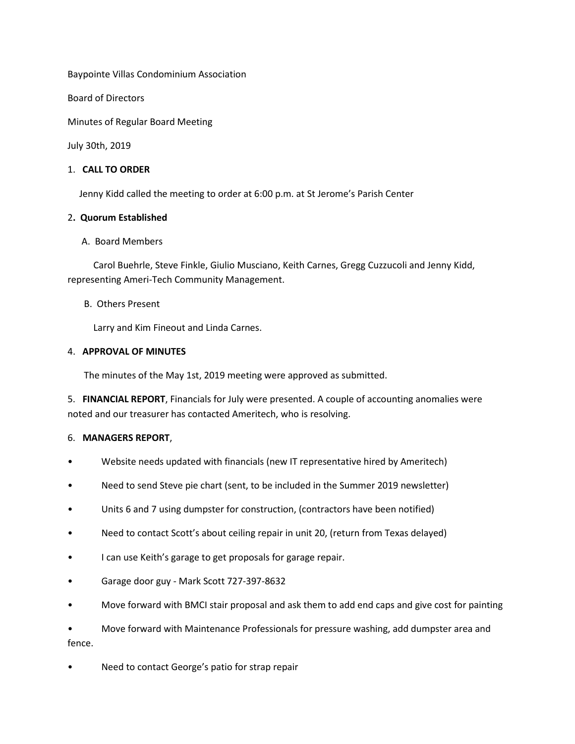Baypointe Villas Condominium Association

Board of Directors

Minutes of Regular Board Meeting

July 30th, 2019

1. **CALL TO ORDER**

Jenny Kidd called the meeting to order at 6:00 p.m. at St Jerome's Parish Center

2**. Quorum Established**

A. Board Members

Carol Buehrle, Steve Finkle, Giulio Musciano, Keith Carnes, Gregg Cuzzucoli and Jenny Kidd, representing Ameri-Tech Community Management.

B. Others Present

Larry and Kim Fineout and Linda Carnes.

4. **APPROVAL OF MINUTES**

The minutes of the May 1st, 2019 meeting were approved as submitted.

5. **FINANCIAL REPORT**, Financials for July were presented. A couple of accounting anomalies were noted and our treasurer has contacted Ameritech, who is resolving.

6. **MANAGERS REPORT**,

- Website needs updated with financials (new IT representative hired by Ameritech)
- Need to send Steve pie chart (sent, to be included in the Summer 2019 newsletter)
- Units 6 and 7 using dumpster for construction, (contractors have been notified)
- Need to contact Scott's about ceiling repair in unit 20, (return from Texas delayed)
- I can use Keith's garage to get proposals for garage repair.
- Garage door guy - Mark Scott 727-397-8632
- Move forward with BMCI stair proposal and ask them to add end caps and give cost for painting
- Move forward with Maintenance Professionals for pressure washing, add dumpster area and fence.
- Need to contact George's patio for strap repair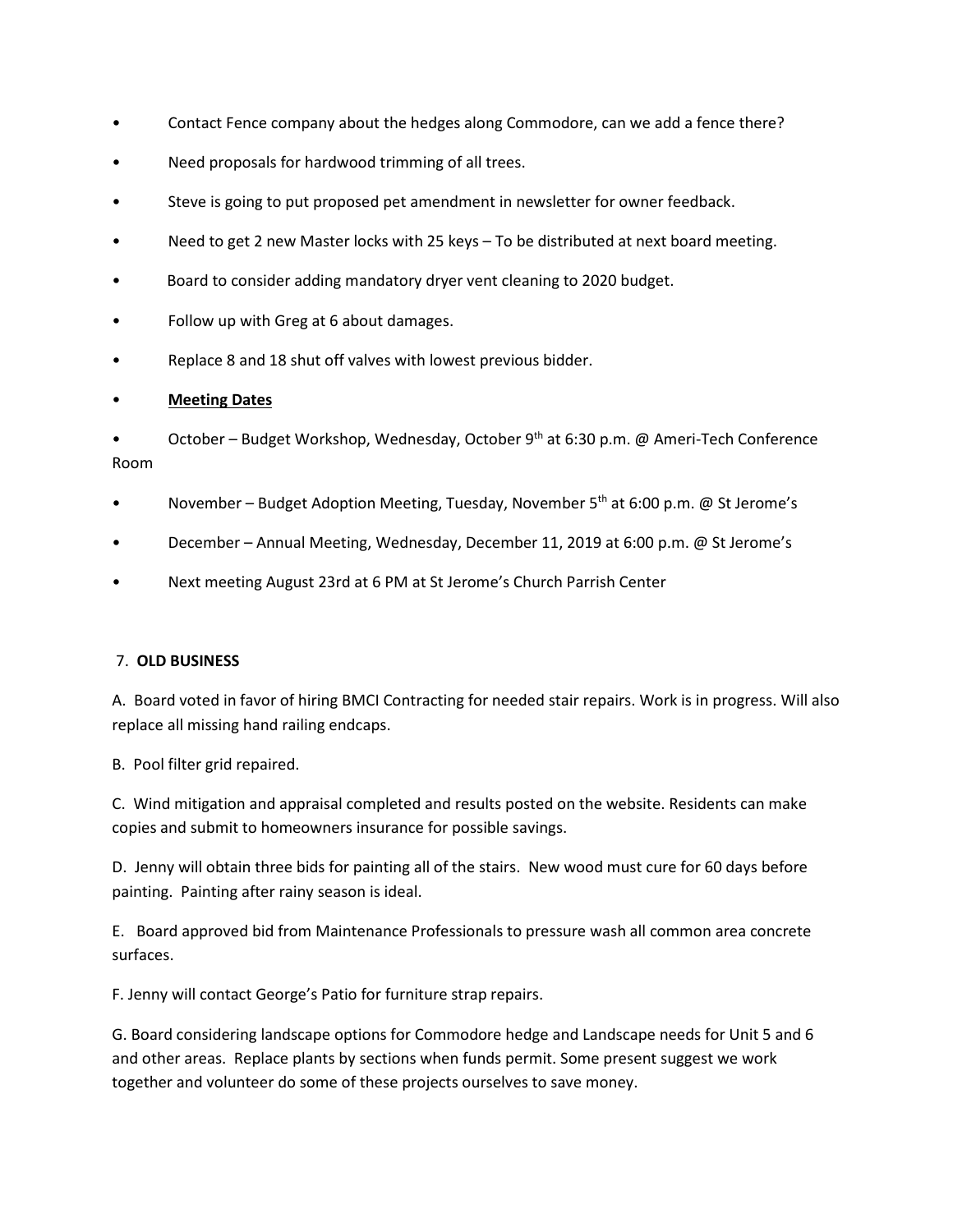- Contact Fence company about the hedges along Commodore, can we add a fence there?
- Need proposals for hardwood trimming of all trees.
- Steve is going to put proposed pet amendment in newsletter for owner feedback.
- Need to get 2 new Master locks with 25 keys – To be distributed at next board meeting.
- Board to consider adding mandatory dryer vent cleaning to 2020 budget.
- Follow up with Greg at 6 about damages.
- Replace 8 and 18 shut off valves with lowest previous bidder.
- **Meeting Dates**
- October – Budget Workshop, Wednesday, October 9th at 6:30 p.m. @ Ameri-Tech Conference Room
- November – Budget Adoption Meeting, Tuesday, November 5th at 6:00 p.m. @ St Jerome's
- December – Annual Meeting, Wednesday, December 11, 2019 at 6:00 p.m. @ St Jerome's
- Next meeting August 23rd at 6 PM at St Jerome's Church Parrish Center

7. **OLD BUSINESS**

A. Board voted in favor of hiring BMCI Contracting for needed stair repairs. Work is in progress. Will also replace all missing hand railing endcaps.

B. Pool filter grid repaired.

C. Wind mitigation and appraisal completed and results posted on the website. Residents can make copies and submit to homeowners insurance for possible savings.

D. Jenny will obtain three bids for painting all of the stairs. New wood must cure for 60 days before painting. Painting after rainy season is ideal.

E. Board approved bid from Maintenance Professionals to pressure wash all common area concrete surfaces.

F. Jenny will contact George's Patio for furniture strap repairs.

G. Board considering landscape options for Commodore hedge and Landscape needs for Unit 5 and 6 and other areas. Replace plants by sections when funds permit. Some present suggest we work together and volunteer do some of these projects ourselves to save money.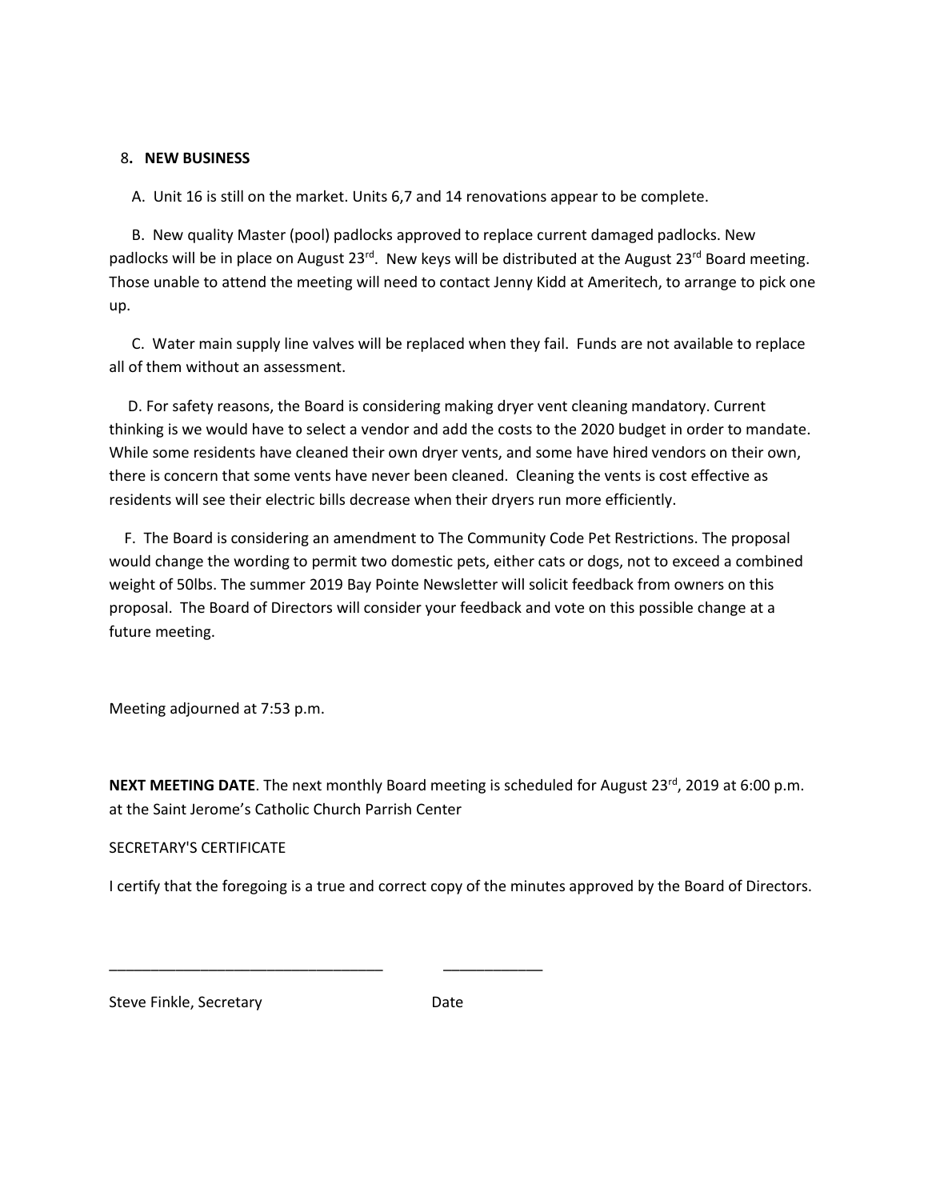## 8. NEW BUSINESS

A. Unit 16 is still on the market. Units 6,7 and 14 renovations appear to be complete.

B. New quality Master (pool) padlocks approved to replace current damaged padlocks. New padlocks will be in place on August 23rd. New keys will be distributed at the August 23rd Board meeting. Those unable to attend the meeting will need to contact Jenny Kidd at Ameritech, to arrange to pick one up.

C. Water main supply line valves will be replaced when they fail. Funds are not available to replace all of them without an assessment.

D. For safety reasons, the Board is considering making dryer vent cleaning mandatory. Current thinking is we would have to select a vendor and add the costs to the 2020 budget in order to mandate. While some residents have cleaned their own dryer vents, and some have hired vendors on their own, there is concern that some vents have never been cleaned. Cleaning the vents is cost effective as residents will see their electric bills decrease when their dryers run more efficiently.

F. The Board is considering an amendment to The Community Code Pet Restrictions. The proposal would change the wording to permit two domestic pets, either cats or dogs, not to exceed a combined weight of 50lbs. The summer 2019 Bay Pointe Newsletter will solicit feedback from owners on this proposal. The Board of Directors will consider your feedback and vote on this possible change at a future meeting.

Meeting adjourned at 7:53 p.m.

**NEXT MEETING DATE**. The next monthly Board meeting is scheduled for August 23rd, 2019 at 6:00 p.m. at the Saint Jerome's Catholic Church Parrish Center

SECRETARY'S CERTIFICATE

I certify that the foregoing is a true and correct copy of the minutes approved by the Board of Directors.

_________________________________ ____________

Steve Finkle, Secretary Date